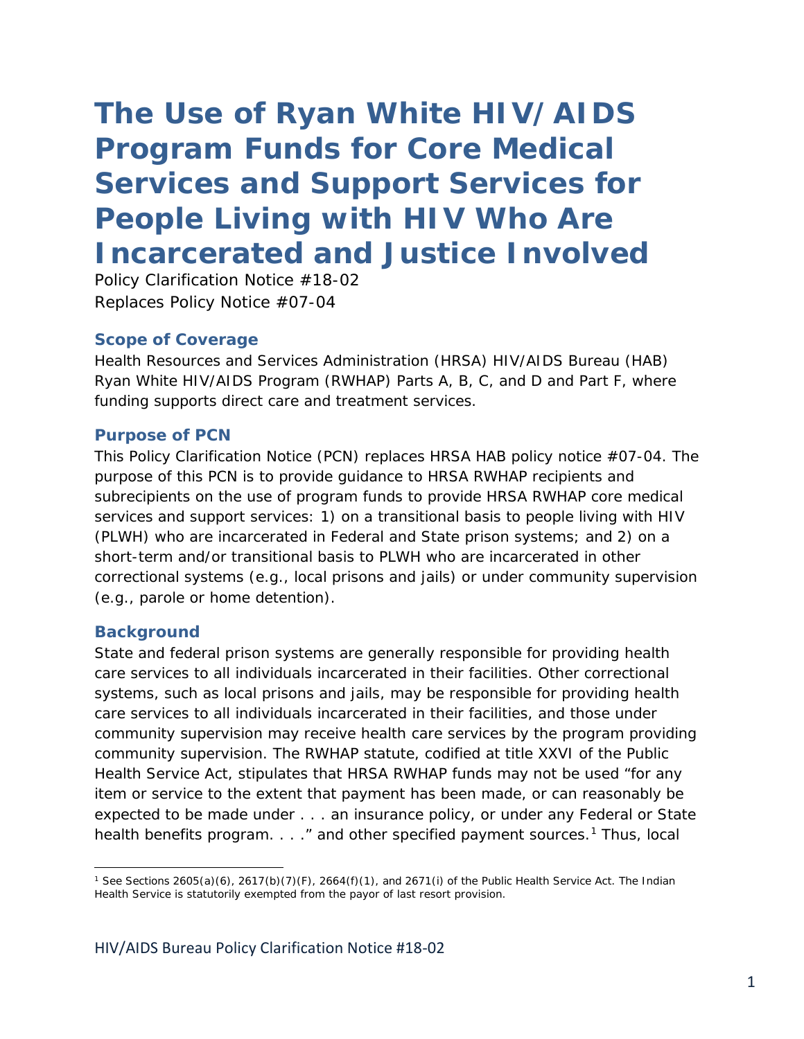# The Use of Ryan White HIV/AIDS Program Funds for Core Medical Services and Support Services for People Living with HIV Who Are Incarcerated and Justice Involved

Policy Clarification Notice #18-02
Replaces Policy Notice #07-04

## Scope of Coverage

Health Resources and Services Administration (HRSA) HIV/AIDS Bureau (HAB) Ryan White HIV/AIDS Program (RWHAP) Parts A, B, C, and D and Part F, where funding supports direct care and treatment services.

## Purpose of PCN

This Policy Clarification Notice (PCN) replaces HRSA HAB policy notice #07-04. The purpose of this PCN is to provide guidance to HRSA RWHAP recipients and subrecipients on the use of program funds to provide HRSA RWHAP core medical services and support services: 1) on a transitional basis to people living with HIV (PLWH) who are incarcerated in Federal and State prison systems; and 2) on a short-term and/or transitional basis to PLWH who are incarcerated in other correctional systems (e.g., local prisons and jails) or under community supervision (e.g., parole or home detention).

## Background

State and federal prison systems are generally responsible for providing health care services to all individuals incarcerated in their facilities. Other correctional systems, such as local prisons and jails, may be responsible for providing health care services to all individuals incarcerated in their facilities, and those under community supervision may receive health care services by the program providing community supervision. The RWHAP statute, codified at title XXVI of the Public Health Service Act, stipulates that HRSA RWHAP funds may not be used "for any item or service to the extent that payment has been made, or can reasonably be expected to be made under . . . an insurance policy, or under any Federal or State health benefits program. . . ." and other specified payment sources.[1] Thus, local

[1] See Sections 2605(a)(6), 2617(b)(7)(F), 2664(f)(1), and 2671(i) of the Public Health Service Act. The Indian Health Service is statutorily exempted from the payor of last resort provision.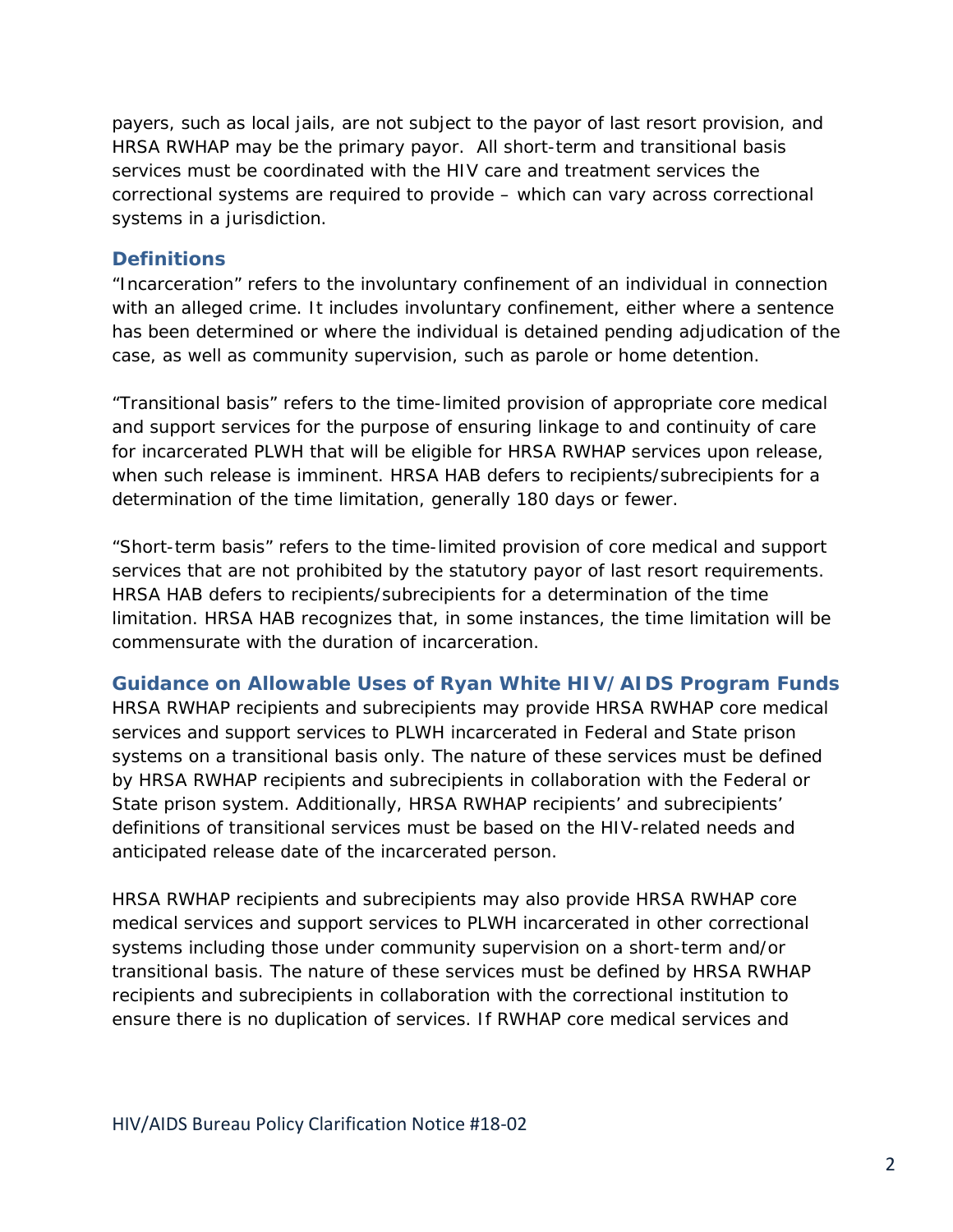payers, such as local jails, are not subject to the payor of last resort provision, and HRSA RWHAP may be the primary payor. All short-term and transitional basis services must be coordinated with the HIV care and treatment services the correctional systems are required to provide – which can vary across correctional systems in a jurisdiction.

## Definitions

"Incarceration" refers to the involuntary confinement of an individual in connection with an alleged crime. It includes involuntary confinement, either where a sentence has been determined or where the individual is detained pending adjudication of the case, as well as community supervision, such as parole or home detention.

"Transitional basis" refers to the time-limited provision of appropriate core medical and support services for the purpose of ensuring linkage to and continuity of care for incarcerated PLWH that will be eligible for HRSA RWHAP services upon release, when such release is imminent. HRSA HAB defers to recipients/subrecipients for a determination of the time limitation, generally 180 days or fewer.

"Short-term basis" refers to the time-limited provision of core medical and support services that are not prohibited by the statutory payor of last resort requirements. HRSA HAB defers to recipients/subrecipients for a determination of the time limitation. HRSA HAB recognizes that, in some instances, the time limitation will be commensurate with the duration of incarceration.

## Guidance on Allowable Uses of Ryan White HIV/AIDS Program Funds

HRSA RWHAP recipients and subrecipients may provide HRSA RWHAP core medical services and support services to PLWH incarcerated in Federal and State prison systems on a transitional basis only. The nature of these services must be defined by HRSA RWHAP recipients and subrecipients in collaboration with the Federal or State prison system. Additionally, HRSA RWHAP recipients' and subrecipients' definitions of transitional services must be based on the HIV-related needs and anticipated release date of the incarcerated person.

HRSA RWHAP recipients and subrecipients may also provide HRSA RWHAP core medical services and support services to PLWH incarcerated in other correctional systems including those under community supervision on a short-term and/or transitional basis. The nature of these services must be defined by HRSA RWHAP recipients and subrecipients in collaboration with the correctional institution to ensure there is no duplication of services. If RWHAP core medical services and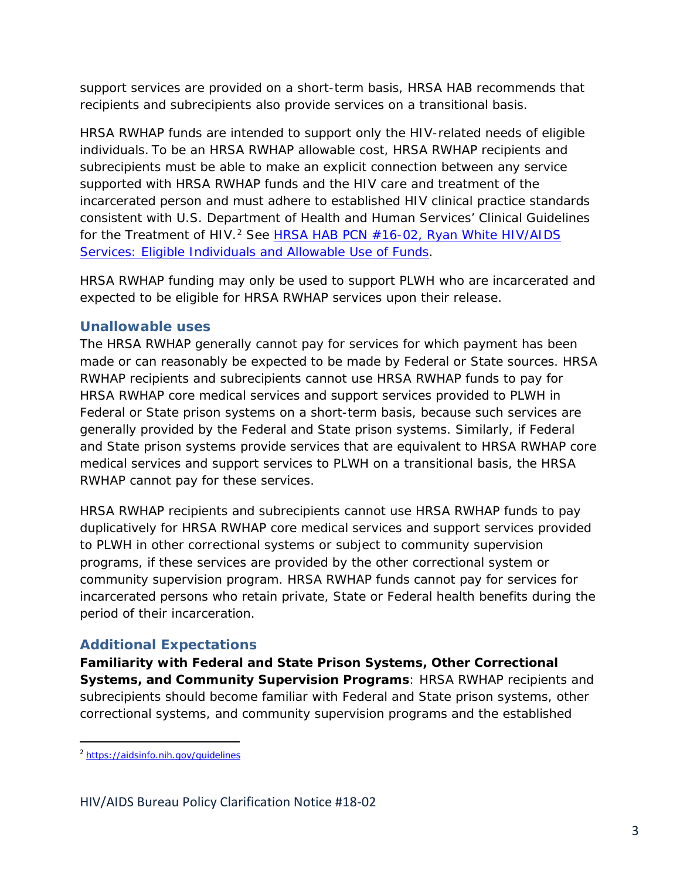support services are provided on a short-term basis, HRSA HAB recommends that recipients and subrecipients also provide services on a transitional basis.

HRSA RWHAP funds are intended to support only the HIV-related needs of eligible individuals. To be an HRSA RWHAP allowable cost, HRSA RWHAP recipients and subrecipients must be able to make an explicit connection between any service supported with HRSA RWHAP funds and the HIV care and treatment of the incarcerated person and must adhere to established HIV clinical practice standards consistent with U.S. Department of Health and Human Services' Clinical Guidelines for the Treatment of HIV.[2] See [HRSA HAB PCN #16-02, Ryan White HIV/AIDS Services: Eligible Individuals and Allowable Use of Funds](#).

HRSA RWHAP funding may only be used to support PLWH who are incarcerated and expected to be eligible for HRSA RWHAP services upon their release.

### Unallowable uses

The HRSA RWHAP generally cannot pay for services for which payment has been made or can reasonably be expected to be made by Federal or State sources. HRSA RWHAP recipients and subrecipients cannot use HRSA RWHAP funds to pay for HRSA RWHAP core medical services and support services provided to PLWH in Federal or State prison systems on a short-term basis, because such services are generally provided by the Federal and State prison systems. Similarly, if Federal and State prison systems provide services that are equivalent to HRSA RWHAP core medical services and support services to PLWH on a transitional basis, the HRSA RWHAP cannot pay for these services.

HRSA RWHAP recipients and subrecipients cannot use HRSA RWHAP funds to pay duplicatively for HRSA RWHAP core medical services and support services provided to PLWH in other correctional systems or subject to community supervision programs, if these services are provided by the other correctional system or community supervision program. HRSA RWHAP funds cannot pay for services for incarcerated persons who retain private, State or Federal health benefits during the period of their incarceration.

### Additional Expectations

**Familiarity with Federal and State Prison Systems, Other Correctional Systems, and Community Supervision Programs**: HRSA RWHAP recipients and subrecipients should become familiar with Federal and State prison systems, other correctional systems, and community supervision programs and the established

[2] https://aidsinfo.nih.gov/guidelines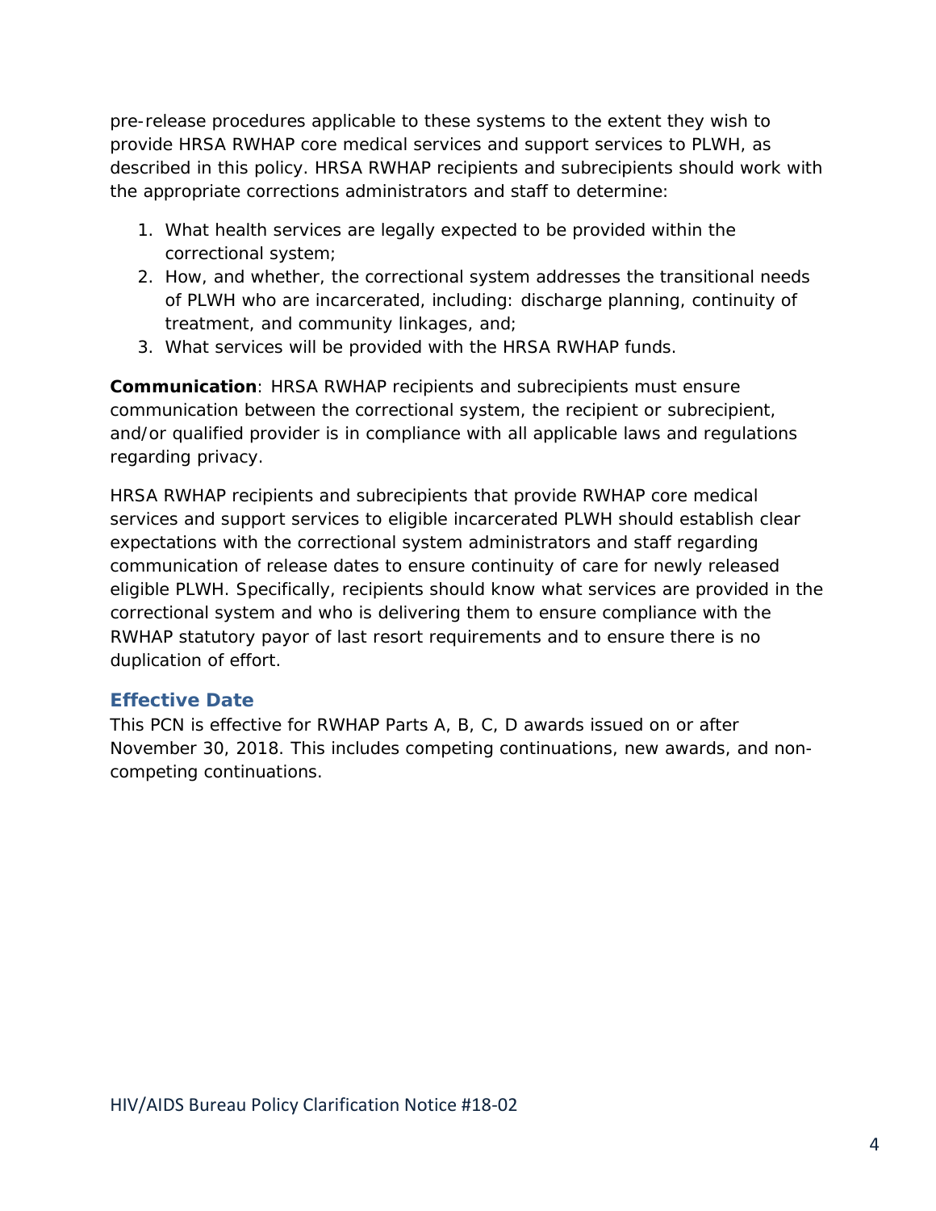pre-release procedures applicable to these systems to the extent they wish to provide HRSA RWHAP core medical services and support services to PLWH, as described in this policy. HRSA RWHAP recipients and subrecipients should work with the appropriate corrections administrators and staff to determine:

1. What health services are legally expected to be provided within the correctional system;
2. How, and whether, the correctional system addresses the transitional needs of PLWH who are incarcerated, including: discharge planning, continuity of treatment, and community linkages, and;
3. What services will be provided with the HRSA RWHAP funds.

**Communication**: HRSA RWHAP recipients and subrecipients must ensure communication between the correctional system, the recipient or subrecipient, and/or qualified provider is in compliance with all applicable laws and regulations regarding privacy.

HRSA RWHAP recipients and subrecipients that provide RWHAP core medical services and support services to eligible incarcerated PLWH should establish clear expectations with the correctional system administrators and staff regarding communication of release dates to ensure continuity of care for newly released eligible PLWH. Specifically, recipients should know what services are provided in the correctional system and who is delivering them to ensure compliance with the RWHAP statutory payor of last resort requirements and to ensure there is no duplication of effort.

### Effective Date

This PCN is effective for RWHAP Parts A, B, C, D awards issued on or after November 30, 2018. This includes competing continuations, new awards, and non-competing continuations.